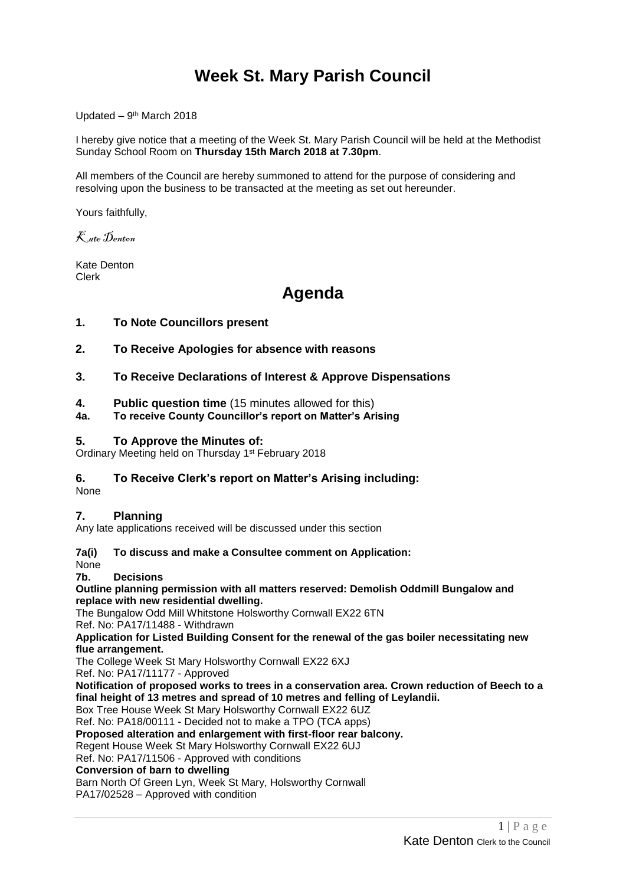# Week St. Mary Parish Council

Updated – 9th March 2018

I hereby give notice that a meeting of the Week St. Mary Parish Council will be held at the Methodist Sunday School Room on **Thursday 15th March 2018 at 7.30pm**.

All members of the Council are hereby summoned to attend for the purpose of considering and resolving upon the business to be transacted at the meeting as set out hereunder.

Yours faithfully,

*Kate Denton*

Kate Denton
Clerk

# Agenda

### 1. To Note Councillors present

### 2. To Receive Apologies for absence with reasons

### 3. To Receive Declarations of Interest & Approve Dispensations

### 4. Public question time (15 minutes allowed for this)

**4a. To receive County Councillor's report on Matter's Arising**

### 5. To Approve the Minutes of:

Ordinary Meeting held on Thursday 1st February 2018

### 6. To Receive Clerk's report on Matter's Arising including:

None

### 7. Planning

Any late applications received will be discussed under this section

**7a(i) To discuss and make a Consultee comment on Application:**

None

**7b. Decisions**

**Outline planning permission with all matters reserved: Demolish Oddmill Bungalow and replace with new residential dwelling.**
The Bungalow Odd Mill Whitstone Holsworthy Cornwall EX22 6TN
Ref. No: PA17/11488 - Withdrawn

**Application for Listed Building Consent for the renewal of the gas boiler necessitating new flue arrangement.**
The College Week St Mary Holsworthy Cornwall EX22 6XJ
Ref. No: PA17/11177 - Approved

**Notification of proposed works to trees in a conservation area. Crown reduction of Beech to a final height of 13 metres and spread of 10 metres and felling of Leylandii.**
Box Tree House Week St Mary Holsworthy Cornwall EX22 6UZ
Ref. No: PA18/00111 - Decided not to make a TPO (TCA apps)

**Proposed alteration and enlargement with first-floor rear balcony.**
Regent House Week St Mary Holsworthy Cornwall EX22 6UJ
Ref. No: PA17/11506 - Approved with conditions

**Conversion of barn to dwelling**
Barn North Of Green Lyn, Week St Mary, Holsworthy Cornwall
PA17/02528 – Approved with condition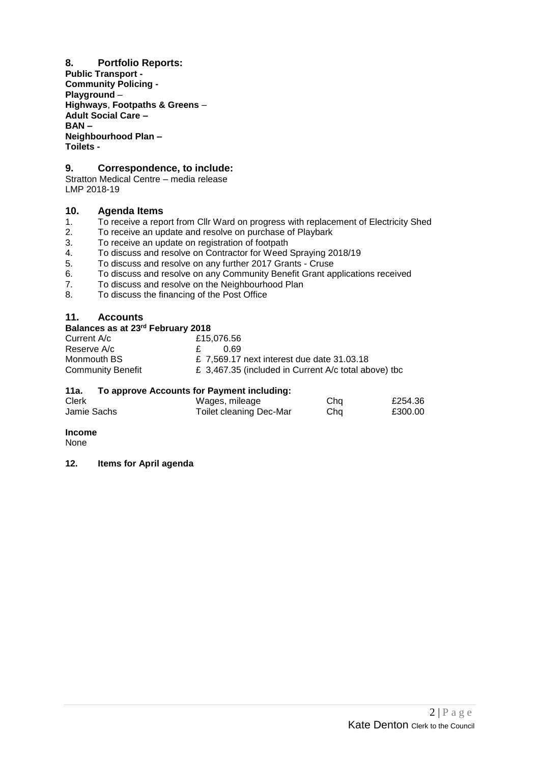## 8. Portfolio Reports:

**Public Transport -**
**Community Policing -**
**Playground** –
**Highways**, **Footpaths & Greens** –
**Adult Social Care –**
**BAN –**
**Neighbourhood Plan –**
**Toilets -**

## 9. Correspondence, to include:

Stratton Medical Centre – media release
LMP 2018-19

## 10. Agenda Items

1. To receive a report from Cllr Ward on progress with replacement of Electricity Shed
2. To receive an update and resolve on purchase of Playbark
3. To receive an update on registration of footpath
4. To discuss and resolve on Contractor for Weed Spraying 2018/19
5. To discuss and resolve on any further 2017 Grants - Cruse
6. To discuss and resolve on any Community Benefit Grant applications received
7. To discuss and resolve on the Neighbourhood Plan
8. To discuss the financing of the Post Office

## 11. Accounts

**Balances as at 23rd February 2018**

| | |
|---|---|
| Current A/c | £15,076.56 |
| Reserve A/c | £ 0.69 |
| Monmouth BS | £ 7,569.17 next interest due date 31.03.18 |
| Community Benefit | £ 3,467.35 (included in Current A/c total above) tbc |

### 11a. To approve Accounts for Payment including:

| | | | |
|---|---|---|---|
| Clerk | Wages, mileage | Chq | £254.36 |
| Jamie Sachs | Toilet cleaning Dec-Mar | Chq | £300.00 |

**Income**

None

**12. Items for April agenda**

Kate Denton Clerk to the Council